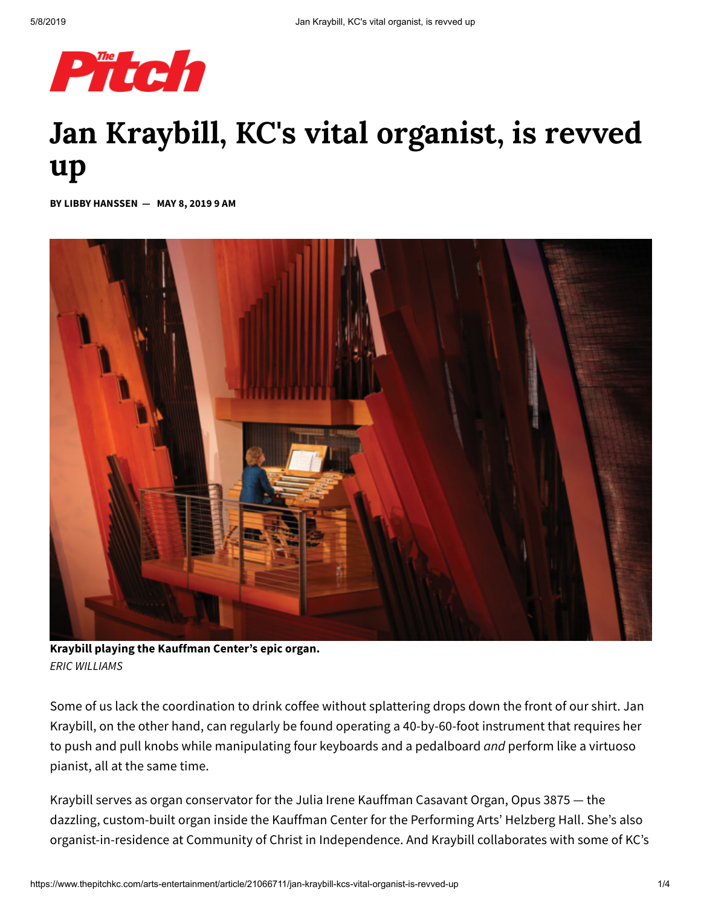# Jan Kraybill, KC's vital organist, is revved up

**BY LIBBY HANSSEN — MAY 8, 2019 9 AM**

**Kraybill playing the Kauffman Center's epic organ.**
*ERIC WILLIAMS*

Some of us lack the coordination to drink coffee without splattering drops down the front of our shirt. Jan Kraybill, on the other hand, can regularly be found operating a 40-by-60-foot instrument that requires her to push and pull knobs while manipulating four keyboards and a pedalboard *and* perform like a virtuoso pianist, all at the same time.

Kraybill serves as organ conservator for the Julia Irene Kauffman Casavant Organ, Opus 3875 — the dazzling, custom-built organ inside the Kauffman Center for the Performing Arts' Helzberg Hall. She's also organist-in-residence at Community of Christ in Independence. And Kraybill collaborates with some of KC's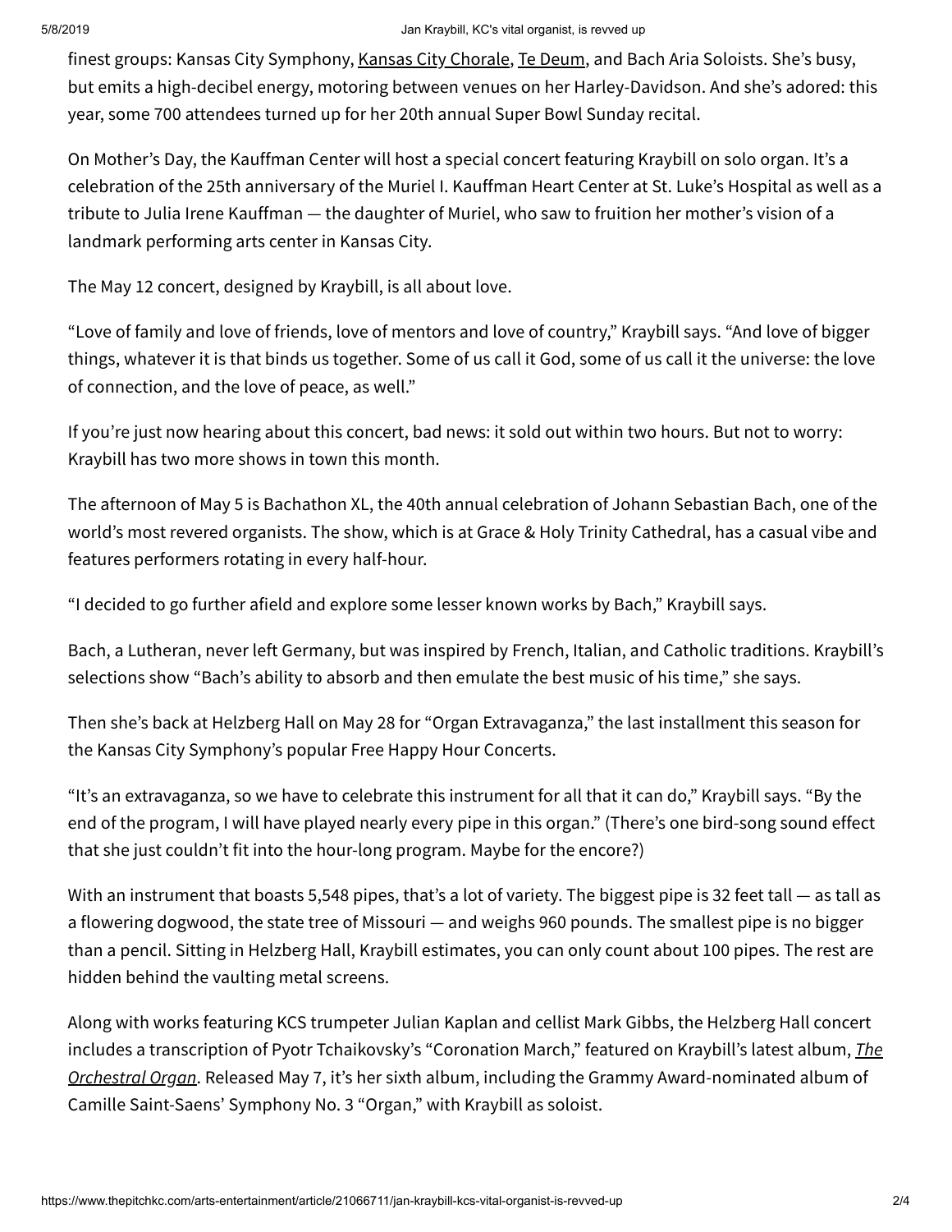finest groups: Kansas City Symphony, Kansas City Chorale, Te Deum, and Bach Aria Soloists. She's busy, but emits a high-decibel energy, motoring between venues on her Harley-Davidson. And she's adored: this year, some 700 attendees turned up for her 20th annual Super Bowl Sunday recital.

On Mother's Day, the Kauffman Center will host a special concert featuring Kraybill on solo organ. It's a celebration of the 25th anniversary of the Muriel I. Kauffman Heart Center at St. Luke's Hospital as well as a tribute to Julia Irene Kauffman — the daughter of Muriel, who saw to fruition her mother's vision of a landmark performing arts center in Kansas City.

The May 12 concert, designed by Kraybill, is all about love.

"Love of family and love of friends, love of mentors and love of country," Kraybill says. "And love of bigger things, whatever it is that binds us together. Some of us call it God, some of us call it the universe: the love of connection, and the love of peace, as well."

If you're just now hearing about this concert, bad news: it sold out within two hours. But not to worry: Kraybill has two more shows in town this month.

The afternoon of May 5 is Bachathon XL, the 40th annual celebration of Johann Sebastian Bach, one of the world's most revered organists. The show, which is at Grace & Holy Trinity Cathedral, has a casual vibe and features performers rotating in every half-hour.

"I decided to go further afield and explore some lesser known works by Bach," Kraybill says.

Bach, a Lutheran, never left Germany, but was inspired by French, Italian, and Catholic traditions. Kraybill's selections show "Bach's ability to absorb and then emulate the best music of his time," she says.

Then she's back at Helzberg Hall on May 28 for "Organ Extravaganza," the last installment this season for the Kansas City Symphony's popular Free Happy Hour Concerts.

"It's an extravaganza, so we have to celebrate this instrument for all that it can do," Kraybill says. "By the end of the program, I will have played nearly every pipe in this organ." (There's one bird-song sound effect that she just couldn't fit into the hour-long program. Maybe for the encore?)

With an instrument that boasts 5,548 pipes, that's a lot of variety. The biggest pipe is 32 feet tall — as tall as a flowering dogwood, the state tree of Missouri — and weighs 960 pounds. The smallest pipe is no bigger than a pencil. Sitting in Helzberg Hall, Kraybill estimates, you can only count about 100 pipes. The rest are hidden behind the vaulting metal screens.

Along with works featuring KCS trumpeter Julian Kaplan and cellist Mark Gibbs, the Helzberg Hall concert includes a transcription of Pyotr Tchaikovsky's "Coronation March," featured on Kraybill's latest album, *The Orchestral Organ*. Released May 7, it's her sixth album, including the Grammy Award-nominated album of Camille Saint-Saens' Symphony No. 3 "Organ," with Kraybill as soloist.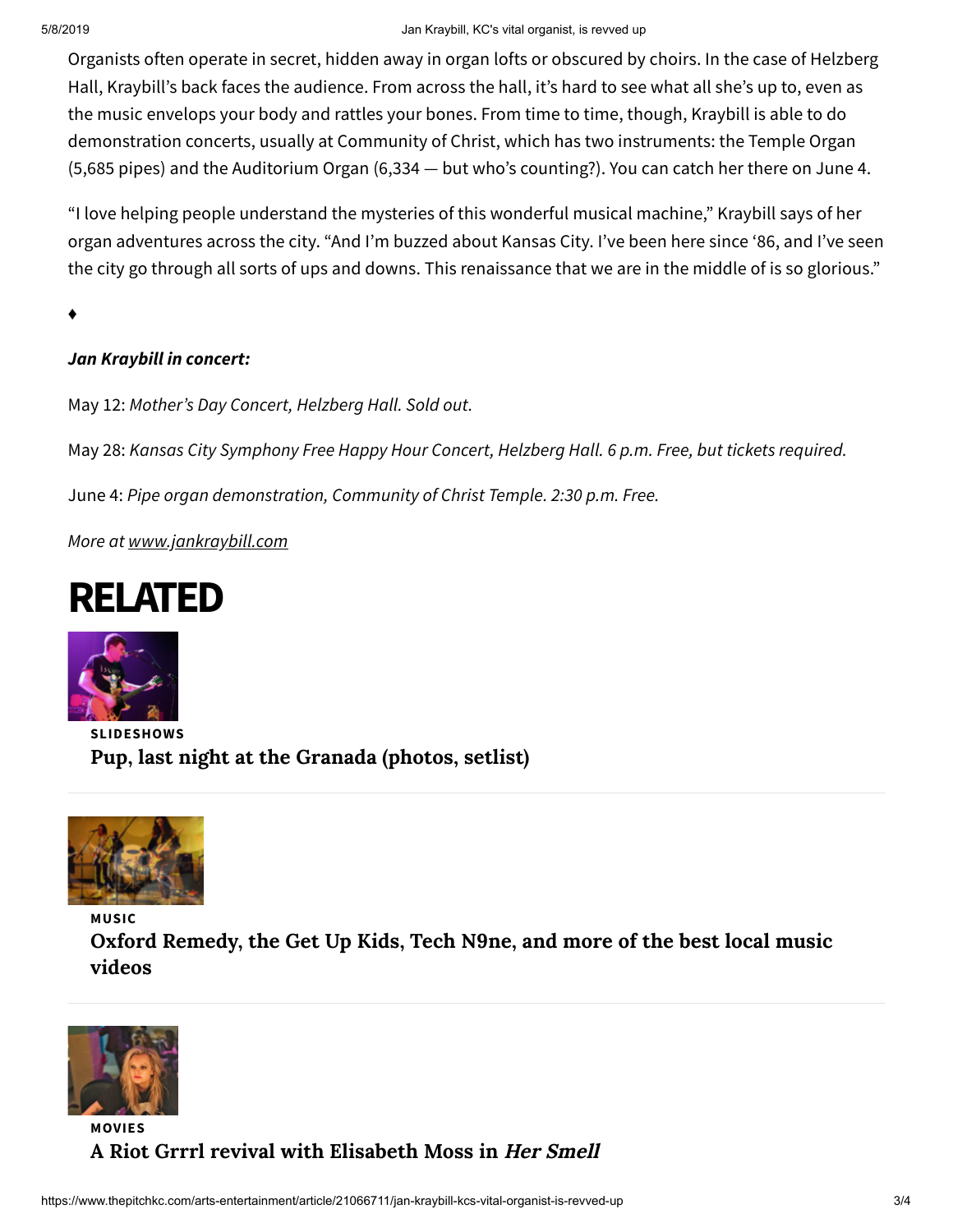Organists often operate in secret, hidden away in organ lofts or obscured by choirs. In the case of Helzberg Hall, Kraybill's back faces the audience. From across the hall, it's hard to see what all she's up to, even as the music envelops your body and rattles your bones. From time to time, though, Kraybill is able to do demonstration concerts, usually at Community of Christ, which has two instruments: the Temple Organ (5,685 pipes) and the Auditorium Organ (6,334 — but who's counting?). You can catch her there on June 4.

"I love helping people understand the mysteries of this wonderful musical machine," Kraybill says of her organ adventures across the city. "And I'm buzzed about Kansas City. I've been here since '86, and I've seen the city go through all sorts of ups and downs. This renaissance that we are in the middle of is so glorious."

♦

***Jan Kraybill in concert:***

May 12: *Mother's Day Concert, Helzberg Hall. Sold out.*

May 28: *Kansas City Symphony Free Happy Hour Concert, Helzberg Hall. 6 p.m. Free, but tickets required.*

June 4: *Pipe organ demonstration, Community of Christ Temple. 2:30 p.m. Free.*

*More at www.jankraybill.com*

# RELATED

SLIDESHOWS

**Pup, last night at the Granada (photos, setlist)**

MUSIC

**Oxford Remedy, the Get Up Kids, Tech N9ne, and more of the best local music videos**

MOVIES

**A Riot Grrrl revival with Elisabeth Moss in *Her Smell***